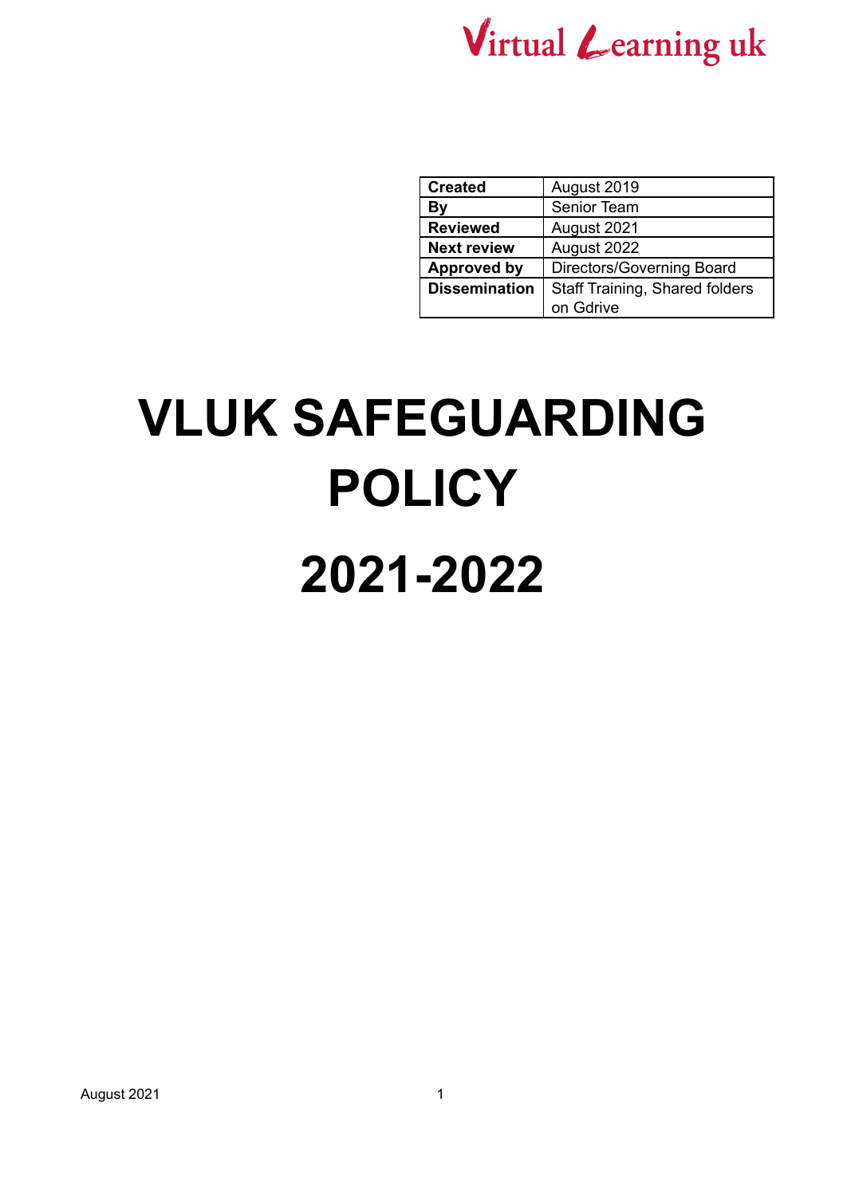Virtual Learning uk

| Created | August 2019 |
| --- | --- |
| By | Senior Team |
| Reviewed | August 2021 |
| Next review | August 2022 |
| Approved by | Directors/Governing Board |
| Dissemination | Staff Training, Shared folders on Gdrive |

# VLUK SAFEGUARDING POLICY

# 2021-2022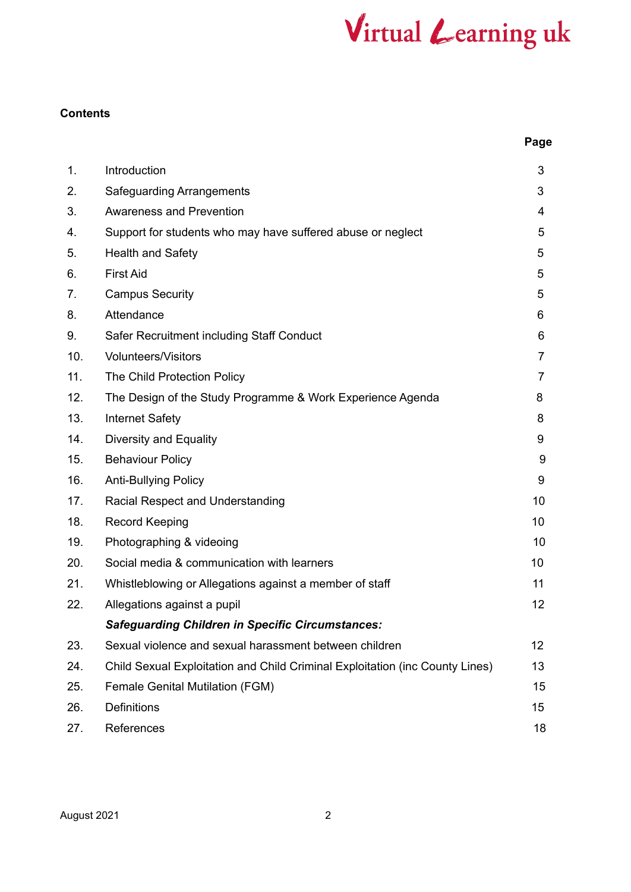**Contents**

| | | Page |
|---|---|---|
| 1. | Introduction | 3 |
| 2. | Safeguarding Arrangements | 3 |
| 3. | Awareness and Prevention | 4 |
| 4. | Support for students who may have suffered abuse or neglect | 5 |
| 5. | Health and Safety | 5 |
| 6. | First Aid | 5 |
| 7. | Campus Security | 5 |
| 8. | Attendance | 6 |
| 9. | Safer Recruitment including Staff Conduct | 6 |
| 10. | Volunteers/Visitors | 7 |
| 11. | The Child Protection Policy | 7 |
| 12. | The Design of the Study Programme & Work Experience Agenda | 8 |
| 13. | Internet Safety | 8 |
| 14. | Diversity and Equality | 9 |
| 15. | Behaviour Policy | 9 |
| 16. | Anti-Bullying Policy | 9 |
| 17. | Racial Respect and Understanding | 10 |
| 18. | Record Keeping | 10 |
| 19. | Photographing & videoing | 10 |
| 20. | Social media & communication with learners | 10 |
| 21. | Whistleblowing or Allegations against a member of staff | 11 |
| 22. | Allegations against a pupil | 12 |
| | ***Safeguarding Children in Specific Circumstances:*** | |
| 23. | Sexual violence and sexual harassment between children | 12 |
| 24. | Child Sexual Exploitation and Child Criminal Exploitation (inc County Lines) | 13 |
| 25. | Female Genital Mutilation (FGM) | 15 |
| 26. | Definitions | 15 |
| 27. | References | 18 |

August 2021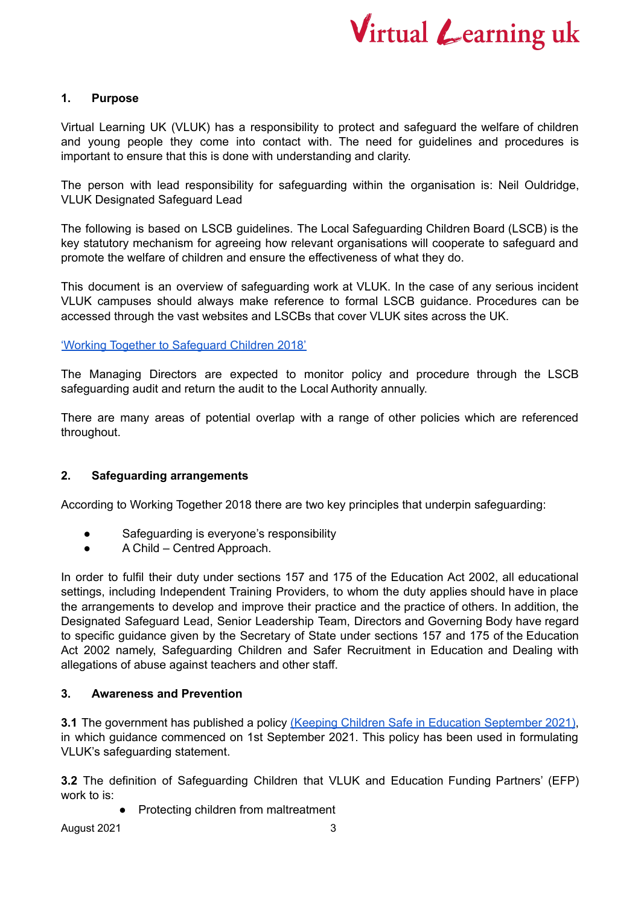## 1. Purpose

Virtual Learning UK (VLUK) has a responsibility to protect and safeguard the welfare of children and young people they come into contact with. The need for guidelines and procedures is important to ensure that this is done with understanding and clarity.

The person with lead responsibility for safeguarding within the organisation is: Neil Ouldridge, VLUK Designated Safeguard Lead

The following is based on LSCB guidelines. The Local Safeguarding Children Board (LSCB) is the key statutory mechanism for agreeing how relevant organisations will cooperate to safeguard and promote the welfare of children and ensure the effectiveness of what they do.

This document is an overview of safeguarding work at VLUK. In the case of any serious incident VLUK campuses should always make reference to formal LSCB guidance. Procedures can be accessed through the vast websites and LSCBs that cover VLUK sites across the UK.

'Working Together to Safeguard Children 2018'

The Managing Directors are expected to monitor policy and procedure through the LSCB safeguarding audit and return the audit to the Local Authority annually.

There are many areas of potential overlap with a range of other policies which are referenced throughout.

## 2. Safeguarding arrangements

According to Working Together 2018 there are two key principles that underpin safeguarding:

- Safeguarding is everyone's responsibility
- A Child – Centred Approach.

In order to fulfil their duty under sections 157 and 175 of the Education Act 2002, all educational settings, including Independent Training Providers, to whom the duty applies should have in place the arrangements to develop and improve their practice and the practice of others. In addition, the Designated Safeguard Lead, Senior Leadership Team, Directors and Governing Body have regard to specific guidance given by the Secretary of State under sections 157 and 175 of the Education Act 2002 namely, Safeguarding Children and Safer Recruitment in Education and Dealing with allegations of abuse against teachers and other staff.

## 3. Awareness and Prevention

**3.1** The government has published a policy (Keeping Children Safe in Education September 2021), in which guidance commenced on 1st September 2021. This policy has been used in formulating VLUK's safeguarding statement.

**3.2** The definition of Safeguarding Children that VLUK and Education Funding Partners' (EFP) work to is:

- Protecting children from maltreatment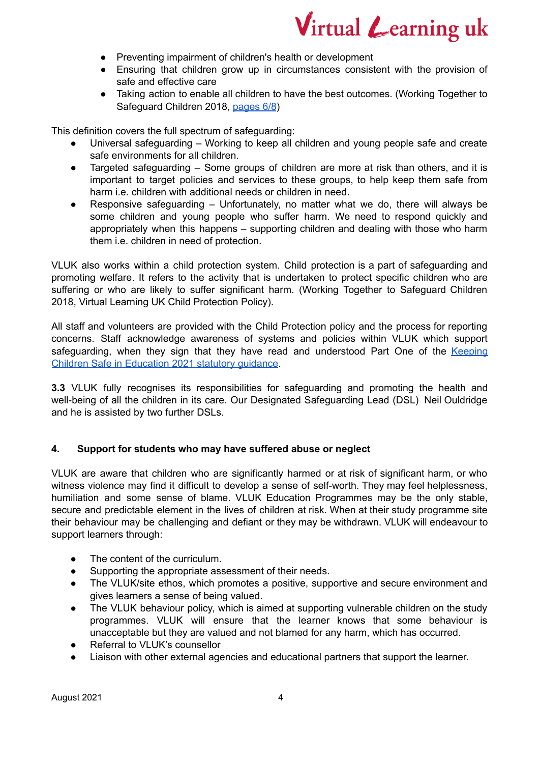- Preventing impairment of children's health or development
- Ensuring that children grow up in circumstances consistent with the provision of safe and effective care
- Taking action to enable all children to have the best outcomes. (Working Together to Safeguard Children 2018, [pages 6/8](#))

This definition covers the full spectrum of safeguarding:

- Universal safeguarding – Working to keep all children and young people safe and create safe environments for all children.
- Targeted safeguarding – Some groups of children are more at risk than others, and it is important to target policies and services to these groups, to help keep them safe from harm i.e. children with additional needs or children in need.
- Responsive safeguarding – Unfortunately, no matter what we do, there will always be some children and young people who suffer harm. We need to respond quickly and appropriately when this happens – supporting children and dealing with those who harm them i.e. children in need of protection.

VLUK also works within a child protection system. Child protection is a part of safeguarding and promoting welfare. It refers to the activity that is undertaken to protect specific children who are suffering or who are likely to suffer significant harm. (Working Together to Safeguard Children 2018, Virtual Learning UK Child Protection Policy).

All staff and volunteers are provided with the Child Protection policy and the process for reporting concerns. Staff acknowledge awareness of systems and policies within VLUK which support safeguarding, when they sign that they have read and understood Part One of the [Keeping Children Safe in Education 2021 statutory guidance](#).

**3.3** VLUK fully recognises its responsibilities for safeguarding and promoting the health and well-being of all the children in its care. Our Designated Safeguarding Lead (DSL) Neil Ouldridge and he is assisted by two further DSLs.

## 4. Support for students who may have suffered abuse or neglect

VLUK are aware that children who are significantly harmed or at risk of significant harm, or who witness violence may find it difficult to develop a sense of self-worth. They may feel helplessness, humiliation and some sense of blame. VLUK Education Programmes may be the only stable, secure and predictable element in the lives of children at risk. When at their study programme site their behaviour may be challenging and defiant or they may be withdrawn. VLUK will endeavour to support learners through:

- The content of the curriculum.
- Supporting the appropriate assessment of their needs.
- The VLUK/site ethos, which promotes a positive, supportive and secure environment and gives learners a sense of being valued.
- The VLUK behaviour policy, which is aimed at supporting vulnerable children on the study programmes. VLUK will ensure that the learner knows that some behaviour is unacceptable but they are valued and not blamed for any harm, which has occurred.
- Referral to VLUK's counsellor
- Liaison with other external agencies and educational partners that support the learner.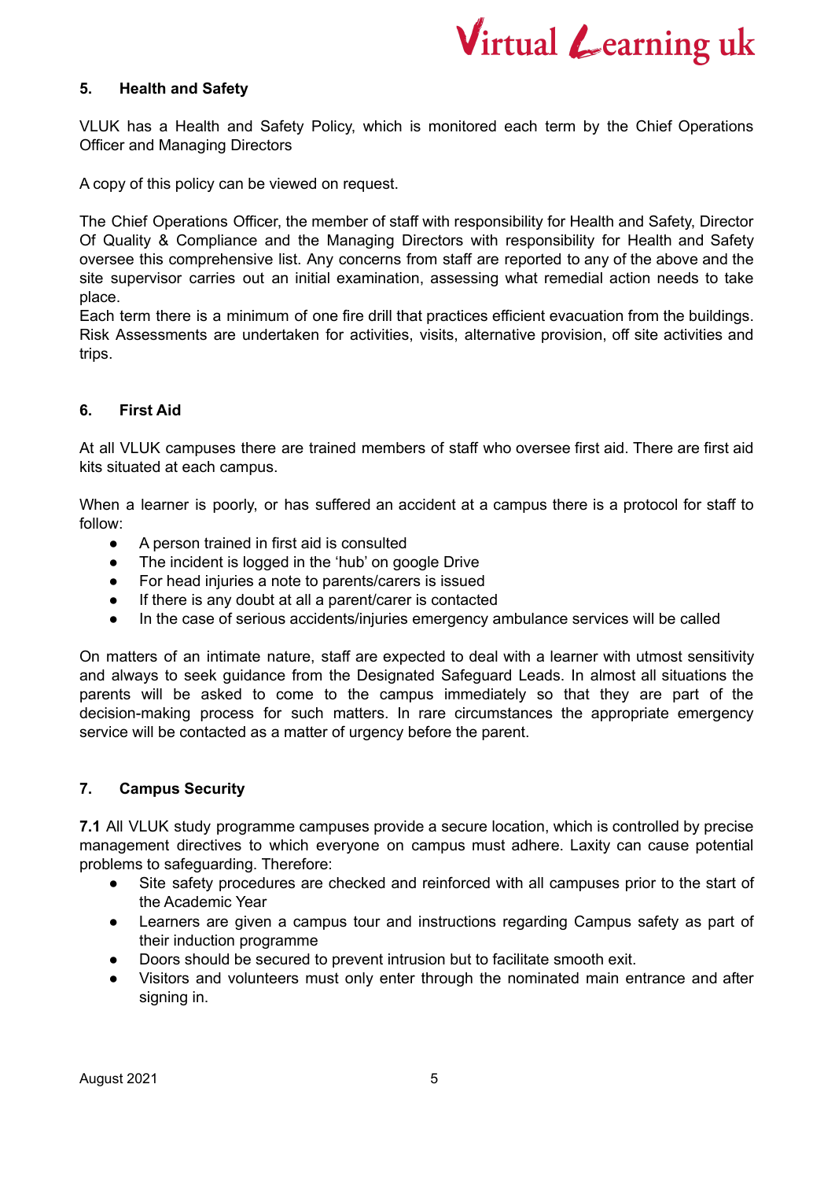## 5. Health and Safety

VLUK has a Health and Safety Policy, which is monitored each term by the Chief Operations Officer and Managing Directors

A copy of this policy can be viewed on request.

The Chief Operations Officer, the member of staff with responsibility for Health and Safety, Director Of Quality & Compliance and the Managing Directors with responsibility for Health and Safety oversee this comprehensive list. Any concerns from staff are reported to any of the above and the site supervisor carries out an initial examination, assessing what remedial action needs to take place.
Each term there is a minimum of one fire drill that practices efficient evacuation from the buildings. Risk Assessments are undertaken for activities, visits, alternative provision, off site activities and trips.

## 6. First Aid

At all VLUK campuses there are trained members of staff who oversee first aid. There are first aid kits situated at each campus.

When a learner is poorly, or has suffered an accident at a campus there is a protocol for staff to follow:

- A person trained in first aid is consulted
- The incident is logged in the 'hub' on google Drive
- For head injuries a note to parents/carers is issued
- If there is any doubt at all a parent/carer is contacted
- In the case of serious accidents/injuries emergency ambulance services will be called

On matters of an intimate nature, staff are expected to deal with a learner with utmost sensitivity and always to seek guidance from the Designated Safeguard Leads. In almost all situations the parents will be asked to come to the campus immediately so that they are part of the decision-making process for such matters. In rare circumstances the appropriate emergency service will be contacted as a matter of urgency before the parent.

## 7. Campus Security

**7.1** All VLUK study programme campuses provide a secure location, which is controlled by precise management directives to which everyone on campus must adhere. Laxity can cause potential problems to safeguarding. Therefore:

- Site safety procedures are checked and reinforced with all campuses prior to the start of the Academic Year
- Learners are given a campus tour and instructions regarding Campus safety as part of their induction programme
- Doors should be secured to prevent intrusion but to facilitate smooth exit.
- Visitors and volunteers must only enter through the nominated main entrance and after signing in.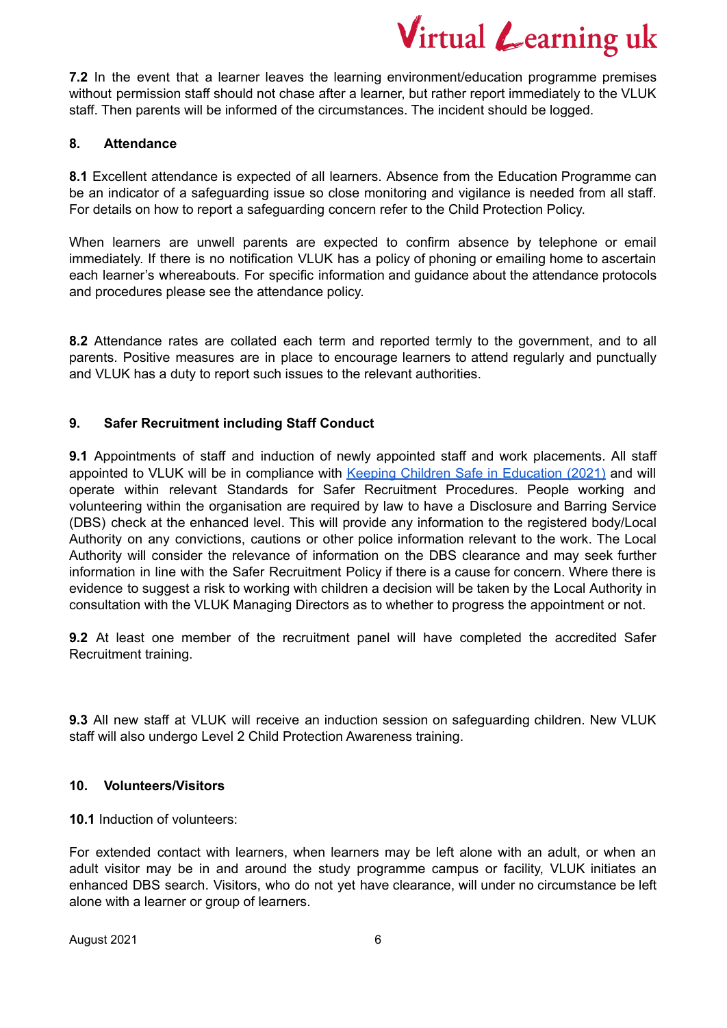**7.2** In the event that a learner leaves the learning environment/education programme premises without permission staff should not chase after a learner, but rather report immediately to the VLUK staff. Then parents will be informed of the circumstances. The incident should be logged.

## 8. Attendance

**8.1** Excellent attendance is expected of all learners. Absence from the Education Programme can be an indicator of a safeguarding issue so close monitoring and vigilance is needed from all staff. For details on how to report a safeguarding concern refer to the Child Protection Policy.

When learners are unwell parents are expected to confirm absence by telephone or email immediately. If there is no notification VLUK has a policy of phoning or emailing home to ascertain each learner's whereabouts. For specific information and guidance about the attendance protocols and procedures please see the attendance policy.

**8.2** Attendance rates are collated each term and reported termly to the government, and to all parents. Positive measures are in place to encourage learners to attend regularly and punctually and VLUK has a duty to report such issues to the relevant authorities.

## 9. Safer Recruitment including Staff Conduct

**9.1** Appointments of staff and induction of newly appointed staff and work placements. All staff appointed to VLUK will be in compliance with [Keeping Children Safe in Education (2021)]() and will operate within relevant Standards for Safer Recruitment Procedures. People working and volunteering within the organisation are required by law to have a Disclosure and Barring Service (DBS) check at the enhanced level. This will provide any information to the registered body/Local Authority on any convictions, cautions or other police information relevant to the work. The Local Authority will consider the relevance of information on the DBS clearance and may seek further information in line with the Safer Recruitment Policy if there is a cause for concern. Where there is evidence to suggest a risk to working with children a decision will be taken by the Local Authority in consultation with the VLUK Managing Directors as to whether to progress the appointment or not.

**9.2** At least one member of the recruitment panel will have completed the accredited Safer Recruitment training.

**9.3** All new staff at VLUK will receive an induction session on safeguarding children. New VLUK staff will also undergo Level 2 Child Protection Awareness training.

## 10. Volunteers/Visitors

**10.1** Induction of volunteers:

For extended contact with learners, when learners may be left alone with an adult, or when an adult visitor may be in and around the study programme campus or facility, VLUK initiates an enhanced DBS search. Visitors, who do not yet have clearance, will under no circumstance be left alone with a learner or group of learners.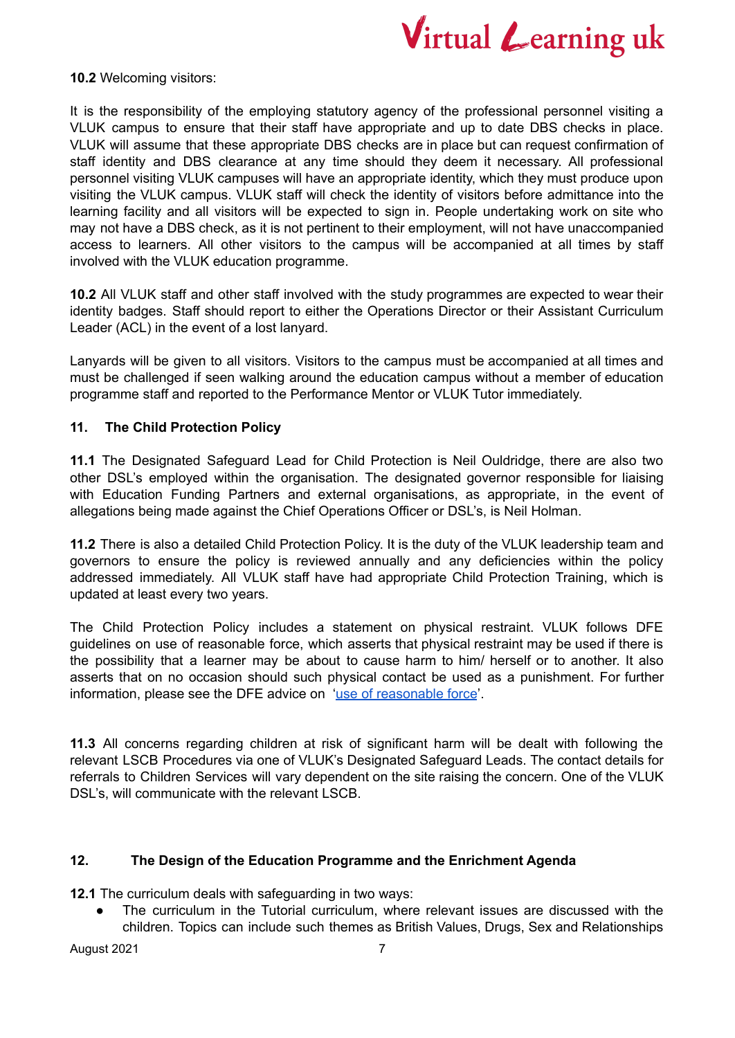**10.2** Welcoming visitors:

It is the responsibility of the employing statutory agency of the professional personnel visiting a VLUK campus to ensure that their staff have appropriate and up to date DBS checks in place. VLUK will assume that these appropriate DBS checks are in place but can request confirmation of staff identity and DBS clearance at any time should they deem it necessary. All professional personnel visiting VLUK campuses will have an appropriate identity, which they must produce upon visiting the VLUK campus. VLUK staff will check the identity of visitors before admittance into the learning facility and all visitors will be expected to sign in. People undertaking work on site who may not have a DBS check, as it is not pertinent to their employment, will not have unaccompanied access to learners. All other visitors to the campus will be accompanied at all times by staff involved with the VLUK education programme.

**10.2** All VLUK staff and other staff involved with the study programmes are expected to wear their identity badges. Staff should report to either the Operations Director or their Assistant Curriculum Leader (ACL) in the event of a lost lanyard.

Lanyards will be given to all visitors. Visitors to the campus must be accompanied at all times and must be challenged if seen walking around the education campus without a member of education programme staff and reported to the Performance Mentor or VLUK Tutor immediately.

## 11. The Child Protection Policy

**11.1** The Designated Safeguard Lead for Child Protection is Neil Ouldridge, there are also two other DSL's employed within the organisation. The designated governor responsible for liaising with Education Funding Partners and external organisations, as appropriate, in the event of allegations being made against the Chief Operations Officer or DSL's, is Neil Holman.

**11.2** There is also a detailed Child Protection Policy. It is the duty of the VLUK leadership team and governors to ensure the policy is reviewed annually and any deficiencies within the policy addressed immediately. All VLUK staff have had appropriate Child Protection Training, which is updated at least every two years.

The Child Protection Policy includes a statement on physical restraint. VLUK follows DFE guidelines on use of reasonable force, which asserts that physical restraint may be used if there is the possibility that a learner may be about to cause harm to him/ herself or to another. It also asserts that on no occasion should such physical contact be used as a punishment. For further information, please see the DFE advice on 'use of reasonable force'.

**11.3** All concerns regarding children at risk of significant harm will be dealt with following the relevant LSCB Procedures via one of VLUK's Designated Safeguard Leads. The contact details for referrals to Children Services will vary dependent on the site raising the concern. One of the VLUK DSL's, will communicate with the relevant LSCB.

## 12. The Design of the Education Programme and the Enrichment Agenda

**12.1** The curriculum deals with safeguarding in two ways:

- The curriculum in the Tutorial curriculum, where relevant issues are discussed with the children. Topics can include such themes as British Values, Drugs, Sex and Relationships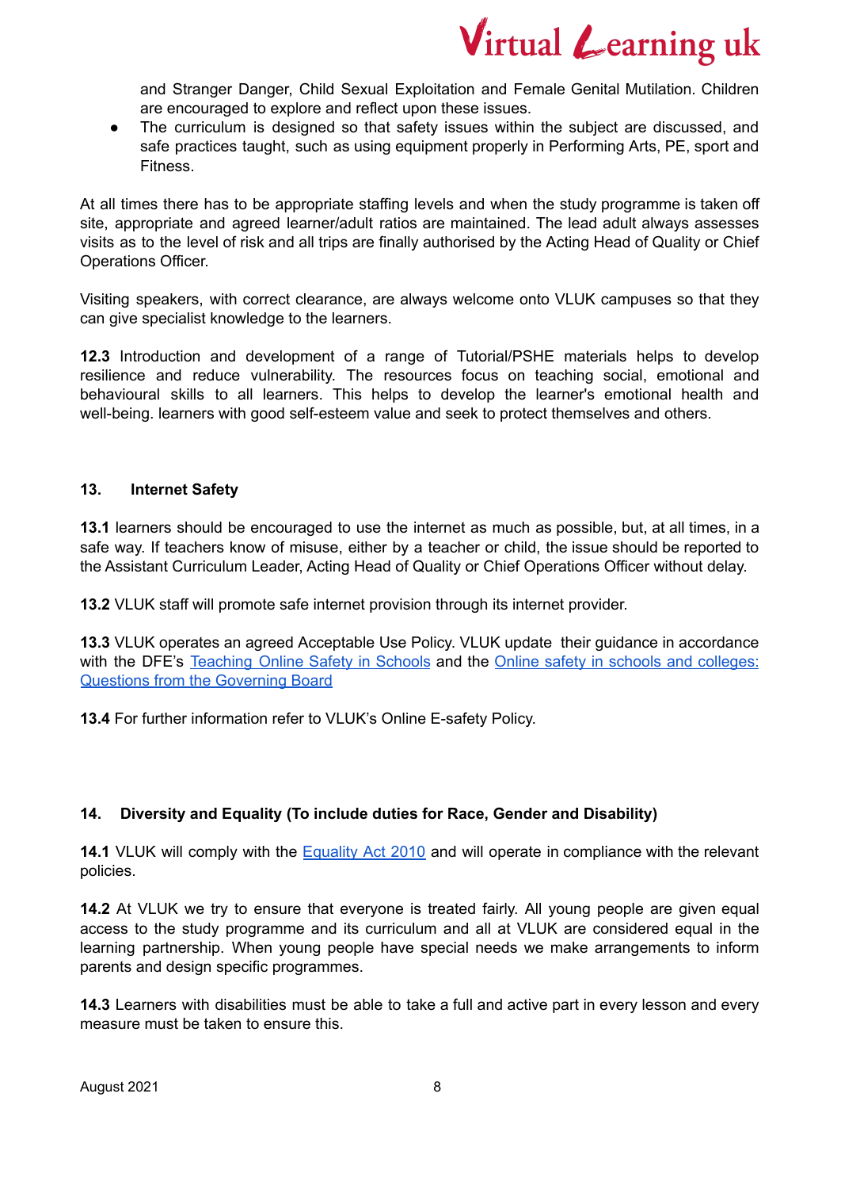and Stranger Danger, Child Sexual Exploitation and Female Genital Mutilation. Children are encouraged to explore and reflect upon these issues.

- The curriculum is designed so that safety issues within the subject are discussed, and safe practices taught, such as using equipment properly in Performing Arts, PE, sport and Fitness.

At all times there has to be appropriate staffing levels and when the study programme is taken off site, appropriate and agreed learner/adult ratios are maintained. The lead adult always assesses visits as to the level of risk and all trips are finally authorised by the Acting Head of Quality or Chief Operations Officer.

Visiting speakers, with correct clearance, are always welcome onto VLUK campuses so that they can give specialist knowledge to the learners.

**12.3** Introduction and development of a range of Tutorial/PSHE materials helps to develop resilience and reduce vulnerability. The resources focus on teaching social, emotional and behavioural skills to all learners. This helps to develop the learner's emotional health and well-being. learners with good self-esteem value and seek to protect themselves and others.

## 13. Internet Safety

**13.1** learners should be encouraged to use the internet as much as possible, but, at all times, in a safe way. If teachers know of misuse, either by a teacher or child, the issue should be reported to the Assistant Curriculum Leader, Acting Head of Quality or Chief Operations Officer without delay.

**13.2** VLUK staff will promote safe internet provision through its internet provider.

**13.3** VLUK operates an agreed Acceptable Use Policy. VLUK update their guidance in accordance with the DFE's Teaching Online Safety in Schools and the Online safety in schools and colleges: Questions from the Governing Board

**13.4** For further information refer to VLUK's Online E-safety Policy.

## 14. Diversity and Equality (To include duties for Race, Gender and Disability)

**14.1** VLUK will comply with the Equality Act 2010 and will operate in compliance with the relevant policies.

**14.2** At VLUK we try to ensure that everyone is treated fairly. All young people are given equal access to the study programme and its curriculum and all at VLUK are considered equal in the learning partnership. When young people have special needs we make arrangements to inform parents and design specific programmes.

**14.3** Learners with disabilities must be able to take a full and active part in every lesson and every measure must be taken to ensure this.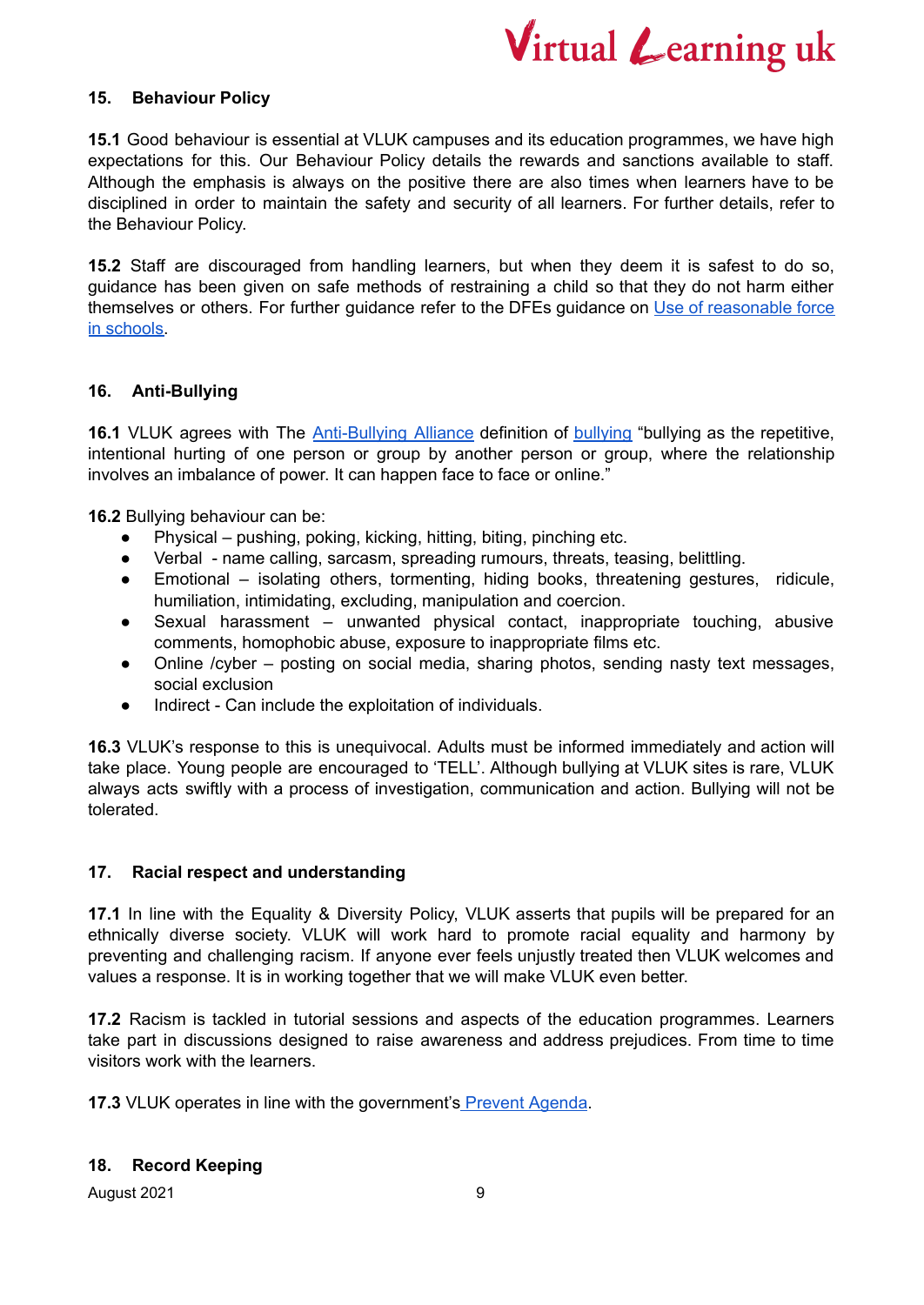## 15. Behaviour Policy

**15.1** Good behaviour is essential at VLUK campuses and its education programmes, we have high expectations for this. Our Behaviour Policy details the rewards and sanctions available to staff. Although the emphasis is always on the positive there are also times when learners have to be disciplined in order to maintain the safety and security of all learners. For further details, refer to the Behaviour Policy.

**15.2** Staff are discouraged from handling learners, but when they deem it is safest to do so, guidance has been given on safe methods of restraining a child so that they do not harm either themselves or others. For further guidance refer to the DFEs guidance on [Use of reasonable force in schools](#).

## 16. Anti-Bullying

**16.1** VLUK agrees with The [Anti-Bullying Alliance](#) definition of [bullying](#) "bullying as the repetitive, intentional hurting of one person or group by another person or group, where the relationship involves an imbalance of power. It can happen face to face or online."

**16.2** Bullying behaviour can be:

- Physical – pushing, poking, kicking, hitting, biting, pinching etc.
- Verbal - name calling, sarcasm, spreading rumours, threats, teasing, belittling.
- Emotional – isolating others, tormenting, hiding books, threatening gestures, ridicule, humiliation, intimidating, excluding, manipulation and coercion.
- Sexual harassment – unwanted physical contact, inappropriate touching, abusive comments, homophobic abuse, exposure to inappropriate films etc.
- Online /cyber – posting on social media, sharing photos, sending nasty text messages, social exclusion
- Indirect - Can include the exploitation of individuals.

**16.3** VLUK's response to this is unequivocal. Adults must be informed immediately and action will take place. Young people are encouraged to 'TELL'. Although bullying at VLUK sites is rare, VLUK always acts swiftly with a process of investigation, communication and action. Bullying will not be tolerated.

## 17. Racial respect and understanding

**17.1** In line with the Equality & Diversity Policy, VLUK asserts that pupils will be prepared for an ethnically diverse society. VLUK will work hard to promote racial equality and harmony by preventing and challenging racism. If anyone ever feels unjustly treated then VLUK welcomes and values a response. It is in working together that we will make VLUK even better.

**17.2** Racism is tackled in tutorial sessions and aspects of the education programmes. Learners take part in discussions designed to raise awareness and address prejudices. From time to time visitors work with the learners.

**17.3** VLUK operates in line with the government's [Prevent Agenda](#).

## 18. Record Keeping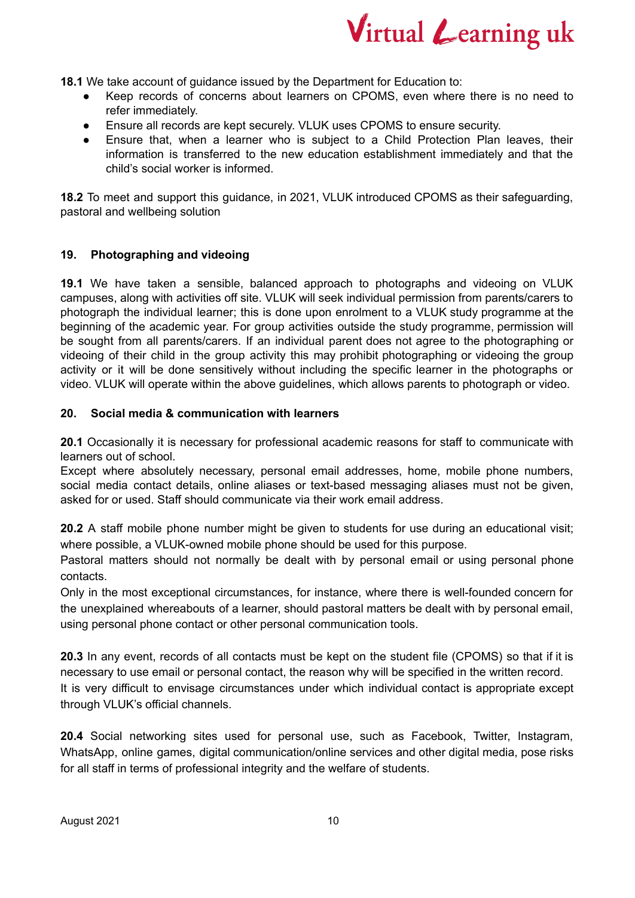**18.1** We take account of guidance issued by the Department for Education to:

- Keep records of concerns about learners on CPOMS, even where there is no need to refer immediately.
- Ensure all records are kept securely. VLUK uses CPOMS to ensure security.
- Ensure that, when a learner who is subject to a Child Protection Plan leaves, their information is transferred to the new education establishment immediately and that the child's social worker is informed.

**18.2** To meet and support this guidance, in 2021, VLUK introduced CPOMS as their safeguarding, pastoral and wellbeing solution

## 19. Photographing and videoing

**19.1** We have taken a sensible, balanced approach to photographs and videoing on VLUK campuses, along with activities off site. VLUK will seek individual permission from parents/carers to photograph the individual learner; this is done upon enrolment to a VLUK study programme at the beginning of the academic year. For group activities outside the study programme, permission will be sought from all parents/carers. If an individual parent does not agree to the photographing or videoing of their child in the group activity this may prohibit photographing or videoing the group activity or it will be done sensitively without including the specific learner in the photographs or video. VLUK will operate within the above guidelines, which allows parents to photograph or video.

## 20. Social media & communication with learners

**20.1** Occasionally it is necessary for professional academic reasons for staff to communicate with learners out of school.
Except where absolutely necessary, personal email addresses, home, mobile phone numbers, social media contact details, online aliases or text-based messaging aliases must not be given, asked for or used. Staff should communicate via their work email address.

**20.2** A staff mobile phone number might be given to students for use during an educational visit; where possible, a VLUK-owned mobile phone should be used for this purpose.
Pastoral matters should not normally be dealt with by personal email or using personal phone contacts.
Only in the most exceptional circumstances, for instance, where there is well-founded concern for the unexplained whereabouts of a learner, should pastoral matters be dealt with by personal email, using personal phone contact or other personal communication tools.

**20.3** In any event, records of all contacts must be kept on the student file (CPOMS) so that if it is necessary to use email or personal contact, the reason why will be specified in the written record.
It is very difficult to envisage circumstances under which individual contact is appropriate except through VLUK's official channels.

**20.4** Social networking sites used for personal use, such as Facebook, Twitter, Instagram, WhatsApp, online games, digital communication/online services and other digital media, pose risks for all staff in terms of professional integrity and the welfare of students.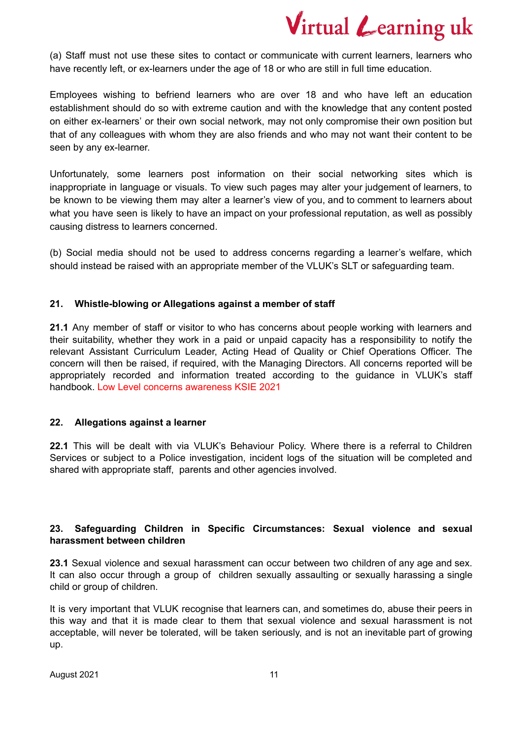(a) Staff must not use these sites to contact or communicate with current learners, learners who have recently left, or ex-learners under the age of 18 or who are still in full time education.

Employees wishing to befriend learners who are over 18 and who have left an education establishment should do so with extreme caution and with the knowledge that any content posted on either ex-learners' or their own social network, may not only compromise their own position but that of any colleagues with whom they are also friends and who may not want their content to be seen by any ex-learner.

Unfortunately, some learners post information on their social networking sites which is inappropriate in language or visuals. To view such pages may alter your judgement of learners, to be known to be viewing them may alter a learner's view of you, and to comment to learners about what you have seen is likely to have an impact on your professional reputation, as well as possibly causing distress to learners concerned.

(b) Social media should not be used to address concerns regarding a learner's welfare, which should instead be raised with an appropriate member of the VLUK's SLT or safeguarding team.

## 21. Whistle-blowing or Allegations against a member of staff

**21.1** Any member of staff or visitor to who has concerns about people working with learners and their suitability, whether they work in a paid or unpaid capacity has a responsibility to notify the relevant Assistant Curriculum Leader, Acting Head of Quality or Chief Operations Officer. The concern will then be raised, if required, with the Managing Directors. All concerns reported will be appropriately recorded and information treated according to the guidance in VLUK's staff handbook. Low Level concerns awareness KSIE 2021

## 22. Allegations against a learner

**22.1** This will be dealt with via VLUK's Behaviour Policy. Where there is a referral to Children Services or subject to a Police investigation, incident logs of the situation will be completed and shared with appropriate staff, parents and other agencies involved.

## 23. Safeguarding Children in Specific Circumstances: Sexual violence and sexual harassment between children

**23.1** Sexual violence and sexual harassment can occur between two children of any age and sex. It can also occur through a group of children sexually assaulting or sexually harassing a single child or group of children.

It is very important that VLUK recognise that learners can, and sometimes do, abuse their peers in this way and that it is made clear to them that sexual violence and sexual harassment is not acceptable, will never be tolerated, will be taken seriously, and is not an inevitable part of growing up.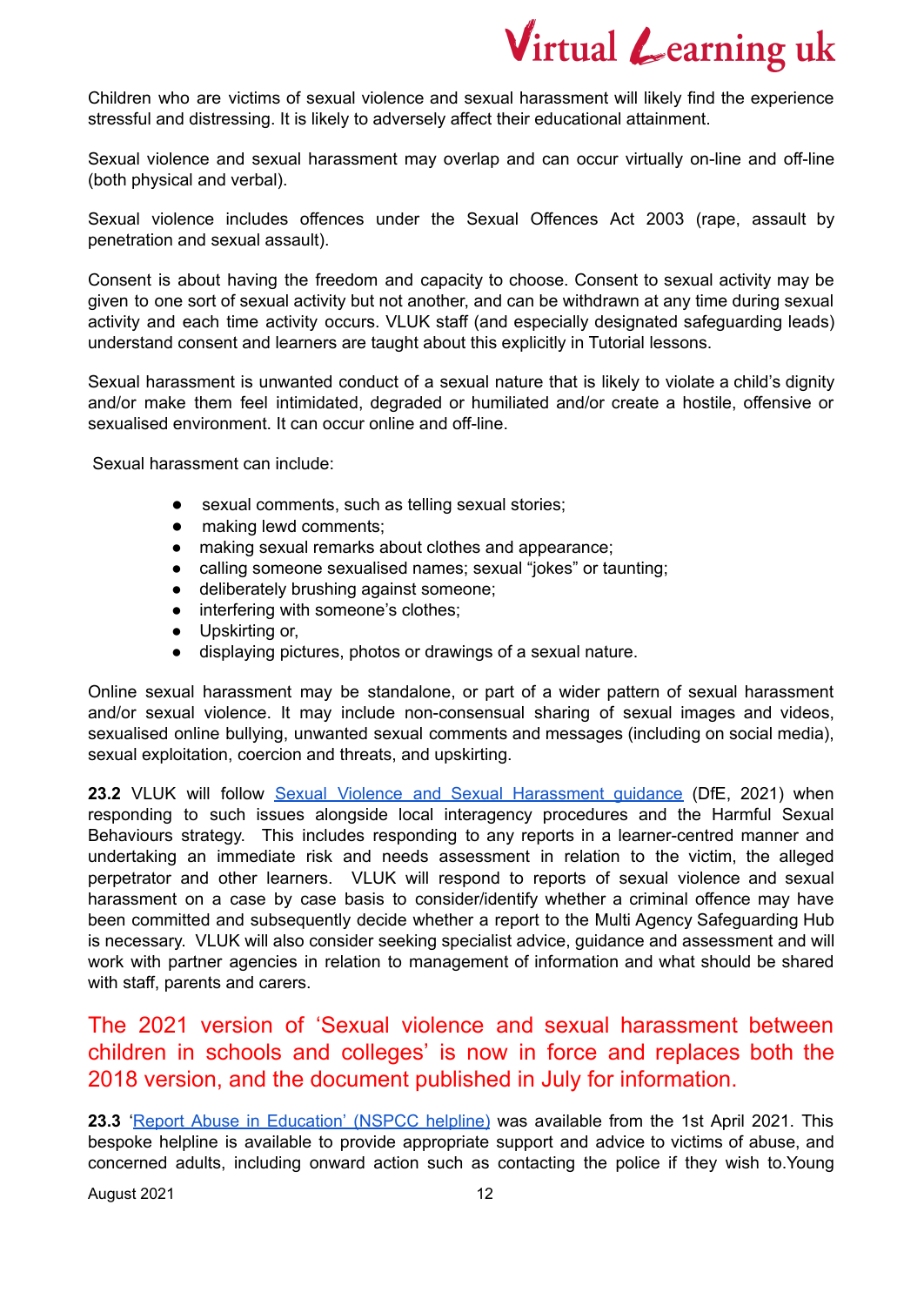Children who are victims of sexual violence and sexual harassment will likely find the experience stressful and distressing. It is likely to adversely affect their educational attainment.

Sexual violence and sexual harassment may overlap and can occur virtually on-line and off-line (both physical and verbal).

Sexual violence includes offences under the Sexual Offences Act 2003 (rape, assault by penetration and sexual assault).

Consent is about having the freedom and capacity to choose. Consent to sexual activity may be given to one sort of sexual activity but not another, and can be withdrawn at any time during sexual activity and each time activity occurs. VLUK staff (and especially designated safeguarding leads) understand consent and learners are taught about this explicitly in Tutorial lessons.

Sexual harassment is unwanted conduct of a sexual nature that is likely to violate a child's dignity and/or make them feel intimidated, degraded or humiliated and/or create a hostile, offensive or sexualised environment. It can occur online and off-line.

Sexual harassment can include:

- sexual comments, such as telling sexual stories;
- making lewd comments;
- making sexual remarks about clothes and appearance;
- calling someone sexualised names; sexual "jokes" or taunting;
- deliberately brushing against someone;
- interfering with someone's clothes;
- Upskirting or,
- displaying pictures, photos or drawings of a sexual nature.

Online sexual harassment may be standalone, or part of a wider pattern of sexual harassment and/or sexual violence. It may include non-consensual sharing of sexual images and videos, sexualised online bullying, unwanted sexual comments and messages (including on social media), sexual exploitation, coercion and threats, and upskirting.

**23.2** VLUK will follow Sexual Violence and Sexual Harassment guidance (DfE, 2021) when responding to such issues alongside local interagency procedures and the Harmful Sexual Behaviours strategy. This includes responding to any reports in a learner-centred manner and undertaking an immediate risk and needs assessment in relation to the victim, the alleged perpetrator and other learners. VLUK will respond to reports of sexual violence and sexual harassment on a case by case basis to consider/identify whether a criminal offence may have been committed and subsequently decide whether a report to the Multi Agency Safeguarding Hub is necessary. VLUK will also consider seeking specialist advice, guidance and assessment and will work with partner agencies in relation to management of information and what should be shared with staff, parents and carers.

The 2021 version of 'Sexual violence and sexual harassment between children in schools and colleges' is now in force and replaces both the 2018 version, and the document published in July for information.

**23.3** 'Report Abuse in Education' (NSPCC helpline) was available from the 1st April 2021. This bespoke helpline is available to provide appropriate support and advice to victims of abuse, and concerned adults, including onward action such as contacting the police if they wish to.Young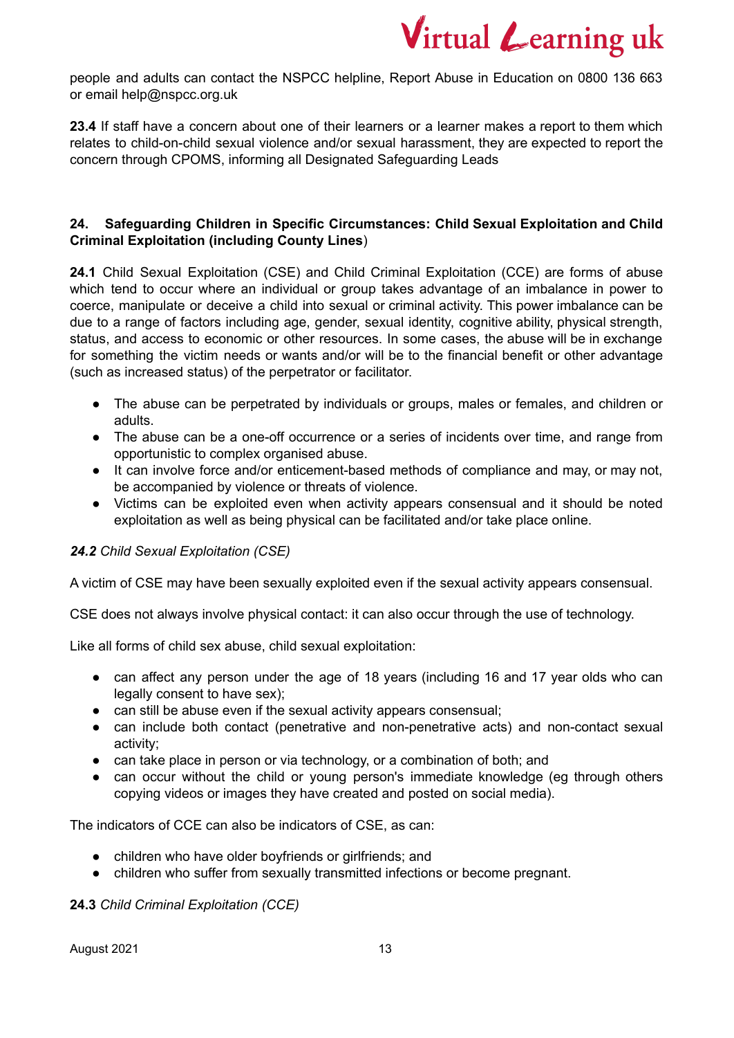people and adults can contact the NSPCC helpline, Report Abuse in Education on 0800 136 663 or email help@nspcc.org.uk

**23.4** If staff have a concern about one of their learners or a learner makes a report to them which relates to child-on-child sexual violence and/or sexual harassment, they are expected to report the concern through CPOMS, informing all Designated Safeguarding Leads

## 24. Safeguarding Children in Specific Circumstances: Child Sexual Exploitation and Child Criminal Exploitation (including County Lines)

**24.1** Child Sexual Exploitation (CSE) and Child Criminal Exploitation (CCE) are forms of abuse which tend to occur where an individual or group takes advantage of an imbalance in power to coerce, manipulate or deceive a child into sexual or criminal activity. This power imbalance can be due to a range of factors including age, gender, sexual identity, cognitive ability, physical strength, status, and access to economic or other resources. In some cases, the abuse will be in exchange for something the victim needs or wants and/or will be to the financial benefit or other advantage (such as increased status) of the perpetrator or facilitator.

- The abuse can be perpetrated by individuals or groups, males or females, and children or adults.
- The abuse can be a one-off occurrence or a series of incidents over time, and range from opportunistic to complex organised abuse.
- It can involve force and/or enticement-based methods of compliance and may, or may not, be accompanied by violence or threats of violence.
- Victims can be exploited even when activity appears consensual and it should be noted exploitation as well as being physical can be facilitated and/or take place online.

***24.2*** *Child Sexual Exploitation (CSE)*

A victim of CSE may have been sexually exploited even if the sexual activity appears consensual.

CSE does not always involve physical contact: it can also occur through the use of technology.

Like all forms of child sex abuse, child sexual exploitation:

- can affect any person under the age of 18 years (including 16 and 17 year olds who can legally consent to have sex);
- can still be abuse even if the sexual activity appears consensual;
- can include both contact (penetrative and non-penetrative acts) and non-contact sexual activity;
- can take place in person or via technology, or a combination of both; and
- can occur without the child or young person's immediate knowledge (eg through others copying videos or images they have created and posted on social media).

The indicators of CCE can also be indicators of CSE, as can:

- children who have older boyfriends or girlfriends; and
- children who suffer from sexually transmitted infections or become pregnant.

**24.3** *Child Criminal Exploitation (CCE)*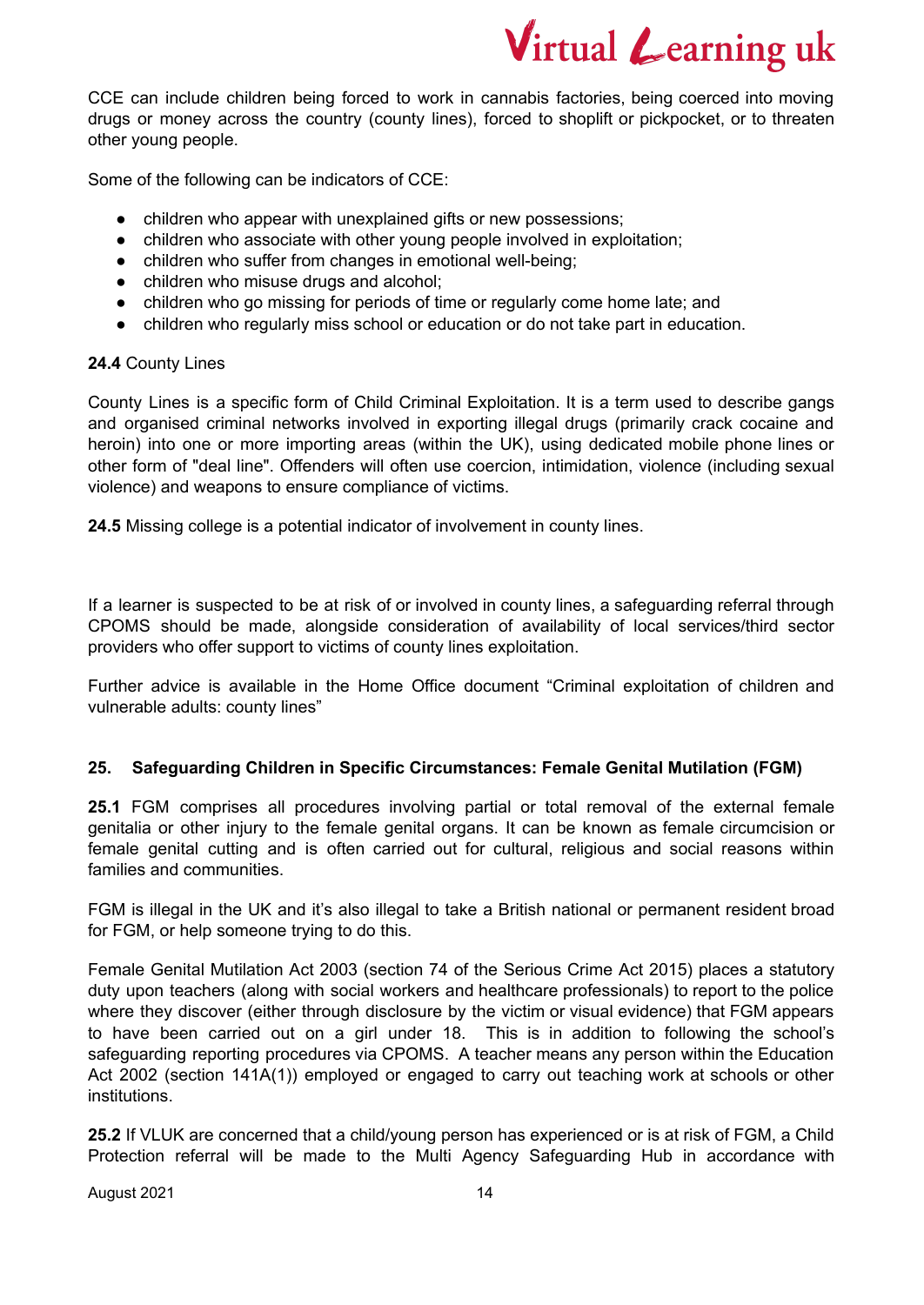CCE can include children being forced to work in cannabis factories, being coerced into moving drugs or money across the country (county lines), forced to shoplift or pickpocket, or to threaten other young people.

Some of the following can be indicators of CCE:

- children who appear with unexplained gifts or new possessions;
- children who associate with other young people involved in exploitation;
- children who suffer from changes in emotional well-being;
- children who misuse drugs and alcohol;
- children who go missing for periods of time or regularly come home late; and
- children who regularly miss school or education or do not take part in education.

**24.4** County Lines

County Lines is a specific form of Child Criminal Exploitation. It is a term used to describe gangs and organised criminal networks involved in exporting illegal drugs (primarily crack cocaine and heroin) into one or more importing areas (within the UK), using dedicated mobile phone lines or other form of "deal line". Offenders will often use coercion, intimidation, violence (including sexual violence) and weapons to ensure compliance of victims.

**24.5** Missing college is a potential indicator of involvement in county lines.

If a learner is suspected to be at risk of or involved in county lines, a safeguarding referral through CPOMS should be made, alongside consideration of availability of local services/third sector providers who offer support to victims of county lines exploitation.

Further advice is available in the Home Office document "Criminal exploitation of children and vulnerable adults: county lines"

## 25. Safeguarding Children in Specific Circumstances: Female Genital Mutilation (FGM)

**25.1** FGM comprises all procedures involving partial or total removal of the external female genitalia or other injury to the female genital organs. It can be known as female circumcision or female genital cutting and is often carried out for cultural, religious and social reasons within families and communities.

FGM is illegal in the UK and it's also illegal to take a British national or permanent resident broad for FGM, or help someone trying to do this.

Female Genital Mutilation Act 2003 (section 74 of the Serious Crime Act 2015) places a statutory duty upon teachers (along with social workers and healthcare professionals) to report to the police where they discover (either through disclosure by the victim or visual evidence) that FGM appears to have been carried out on a girl under 18. This is in addition to following the school's safeguarding reporting procedures via CPOMS. A teacher means any person within the Education Act 2002 (section 141A(1)) employed or engaged to carry out teaching work at schools or other institutions.

**25.2** If VLUK are concerned that a child/young person has experienced or is at risk of FGM, a Child Protection referral will be made to the Multi Agency Safeguarding Hub in accordance with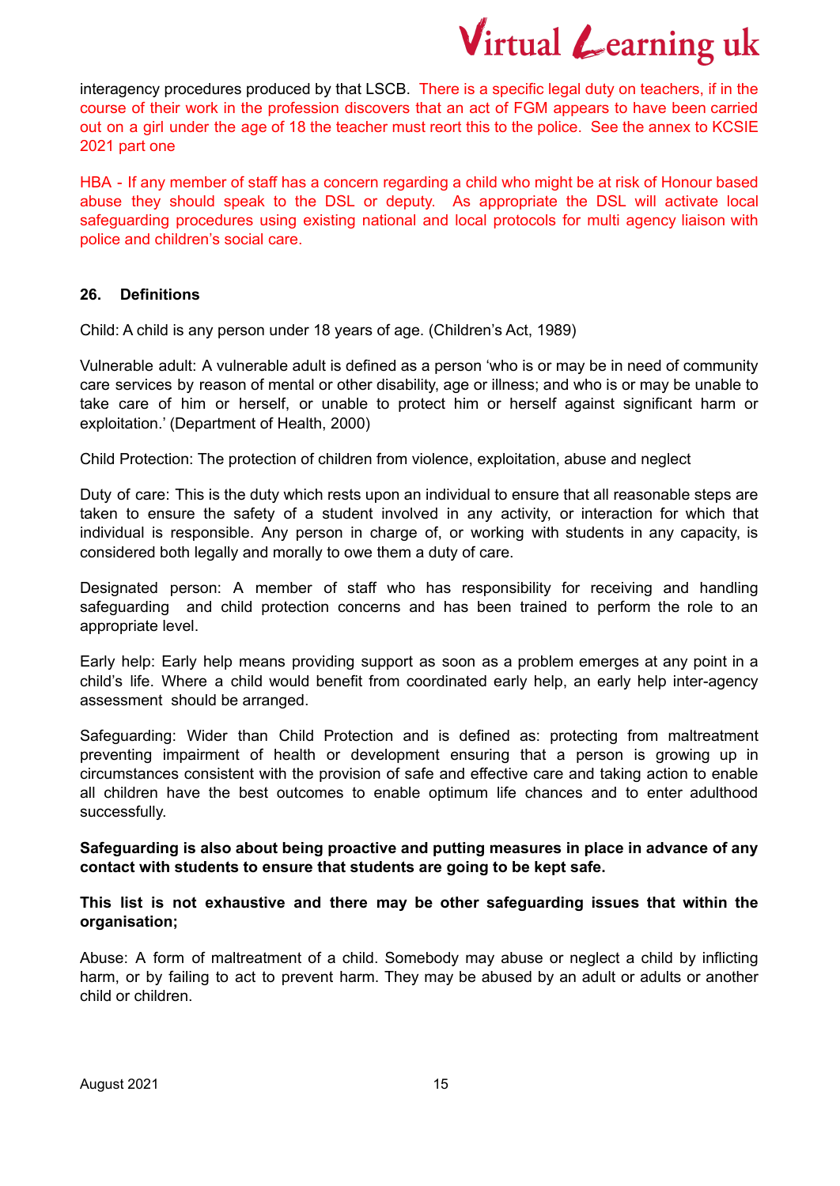interagency procedures produced by that LSCB. There is a specific legal duty on teachers, if in the course of their work in the profession discovers that an act of FGM appears to have been carried out on a girl under the age of 18 the teacher must reort this to the police. See the annex to KCSIE 2021 part one

HBA - If any member of staff has a concern regarding a child who might be at risk of Honour based abuse they should speak to the DSL or deputy. As appropriate the DSL will activate local safeguarding procedures using existing national and local protocols for multi agency liaison with police and children's social care.

## 26. Definitions

Child: A child is any person under 18 years of age. (Children's Act, 1989)

Vulnerable adult: A vulnerable adult is defined as a person 'who is or may be in need of community care services by reason of mental or other disability, age or illness; and who is or may be unable to take care of him or herself, or unable to protect him or herself against significant harm or exploitation.' (Department of Health, 2000)

Child Protection: The protection of children from violence, exploitation, abuse and neglect

Duty of care: This is the duty which rests upon an individual to ensure that all reasonable steps are taken to ensure the safety of a student involved in any activity, or interaction for which that individual is responsible. Any person in charge of, or working with students in any capacity, is considered both legally and morally to owe them a duty of care.

Designated person: A member of staff who has responsibility for receiving and handling safeguarding and child protection concerns and has been trained to perform the role to an appropriate level.

Early help: Early help means providing support as soon as a problem emerges at any point in a child's life. Where a child would benefit from coordinated early help, an early help inter-agency assessment should be arranged.

Safeguarding: Wider than Child Protection and is defined as: protecting from maltreatment preventing impairment of health or development ensuring that a person is growing up in circumstances consistent with the provision of safe and effective care and taking action to enable all children have the best outcomes to enable optimum life chances and to enter adulthood successfully.

**Safeguarding is also about being proactive and putting measures in place in advance of any contact with students to ensure that students are going to be kept safe.**

**This list is not exhaustive and there may be other safeguarding issues that within the organisation;**

Abuse: A form of maltreatment of a child. Somebody may abuse or neglect a child by inflicting harm, or by failing to act to prevent harm. They may be abused by an adult or adults or another child or children.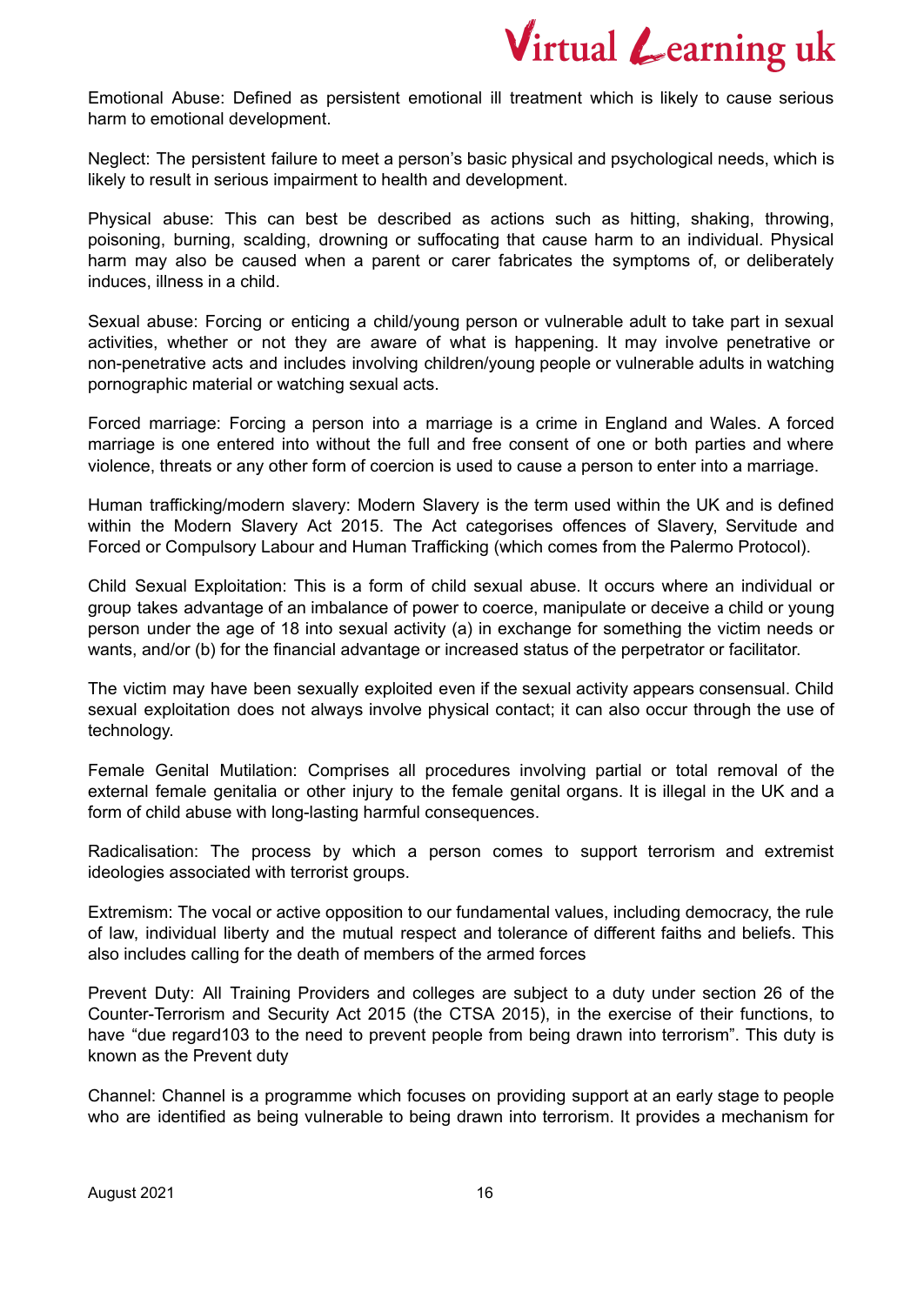Emotional Abuse: Defined as persistent emotional ill treatment which is likely to cause serious harm to emotional development.

Neglect: The persistent failure to meet a person's basic physical and psychological needs, which is likely to result in serious impairment to health and development.

Physical abuse: This can best be described as actions such as hitting, shaking, throwing, poisoning, burning, scalding, drowning or suffocating that cause harm to an individual. Physical harm may also be caused when a parent or carer fabricates the symptoms of, or deliberately induces, illness in a child.

Sexual abuse: Forcing or enticing a child/young person or vulnerable adult to take part in sexual activities, whether or not they are aware of what is happening. It may involve penetrative or non-penetrative acts and includes involving children/young people or vulnerable adults in watching pornographic material or watching sexual acts.

Forced marriage: Forcing a person into a marriage is a crime in England and Wales. A forced marriage is one entered into without the full and free consent of one or both parties and where violence, threats or any other form of coercion is used to cause a person to enter into a marriage.

Human trafficking/modern slavery: Modern Slavery is the term used within the UK and is defined within the Modern Slavery Act 2015. The Act categorises offences of Slavery, Servitude and Forced or Compulsory Labour and Human Trafficking (which comes from the Palermo Protocol).

Child Sexual Exploitation: This is a form of child sexual abuse. It occurs where an individual or group takes advantage of an imbalance of power to coerce, manipulate or deceive a child or young person under the age of 18 into sexual activity (a) in exchange for something the victim needs or wants, and/or (b) for the financial advantage or increased status of the perpetrator or facilitator.

The victim may have been sexually exploited even if the sexual activity appears consensual. Child sexual exploitation does not always involve physical contact; it can also occur through the use of technology.

Female Genital Mutilation: Comprises all procedures involving partial or total removal of the external female genitalia or other injury to the female genital organs. It is illegal in the UK and a form of child abuse with long-lasting harmful consequences.

Radicalisation: The process by which a person comes to support terrorism and extremist ideologies associated with terrorist groups.

Extremism: The vocal or active opposition to our fundamental values, including democracy, the rule of law, individual liberty and the mutual respect and tolerance of different faiths and beliefs. This also includes calling for the death of members of the armed forces

Prevent Duty: All Training Providers and colleges are subject to a duty under section 26 of the Counter-Terrorism and Security Act 2015 (the CTSA 2015), in the exercise of their functions, to have "due regard103 to the need to prevent people from being drawn into terrorism". This duty is known as the Prevent duty

Channel: Channel is a programme which focuses on providing support at an early stage to people who are identified as being vulnerable to being drawn into terrorism. It provides a mechanism for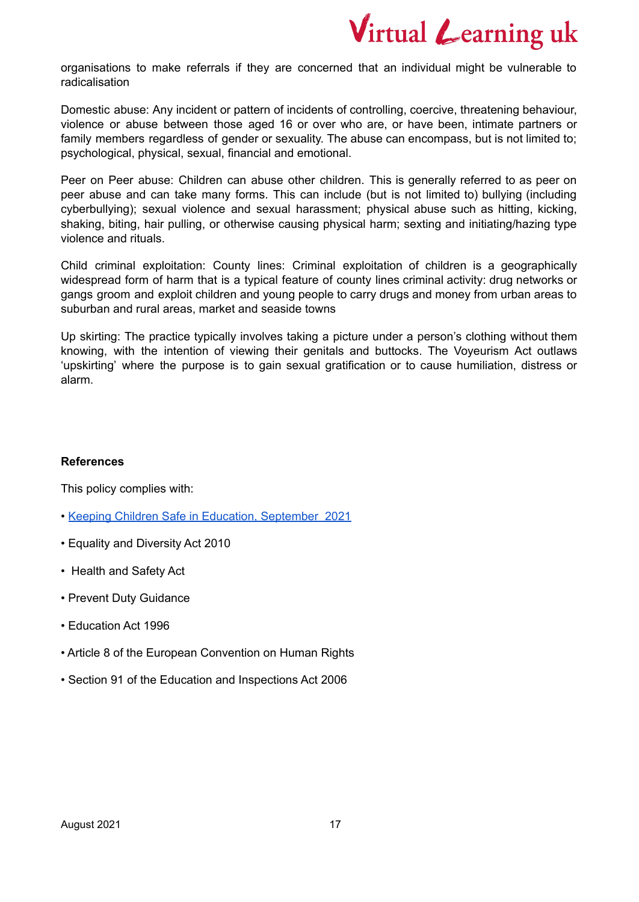organisations to make referrals if they are concerned that an individual might be vulnerable to radicalisation

Domestic abuse: Any incident or pattern of incidents of controlling, coercive, threatening behaviour, violence or abuse between those aged 16 or over who are, or have been, intimate partners or family members regardless of gender or sexuality. The abuse can encompass, but is not limited to; psychological, physical, sexual, financial and emotional.

Peer on Peer abuse: Children can abuse other children. This is generally referred to as peer on peer abuse and can take many forms. This can include (but is not limited to) bullying (including cyberbullying); sexual violence and sexual harassment; physical abuse such as hitting, kicking, shaking, biting, hair pulling, or otherwise causing physical harm; sexting and initiating/hazing type violence and rituals.

Child criminal exploitation: County lines: Criminal exploitation of children is a geographically widespread form of harm that is a typical feature of county lines criminal activity: drug networks or gangs groom and exploit children and young people to carry drugs and money from urban areas to suburban and rural areas, market and seaside towns

Up skirting: The practice typically involves taking a picture under a person's clothing without them knowing, with the intention of viewing their genitals and buttocks. The Voyeurism Act outlaws 'upskirting' where the purpose is to gain sexual gratification or to cause humiliation, distress or alarm.

**References**

This policy complies with:

- Keeping Children Safe in Education, September 2021
- Equality and Diversity Act 2010
- Health and Safety Act
- Prevent Duty Guidance
- Education Act 1996
- Article 8 of the European Convention on Human Rights
- Section 91 of the Education and Inspections Act 2006